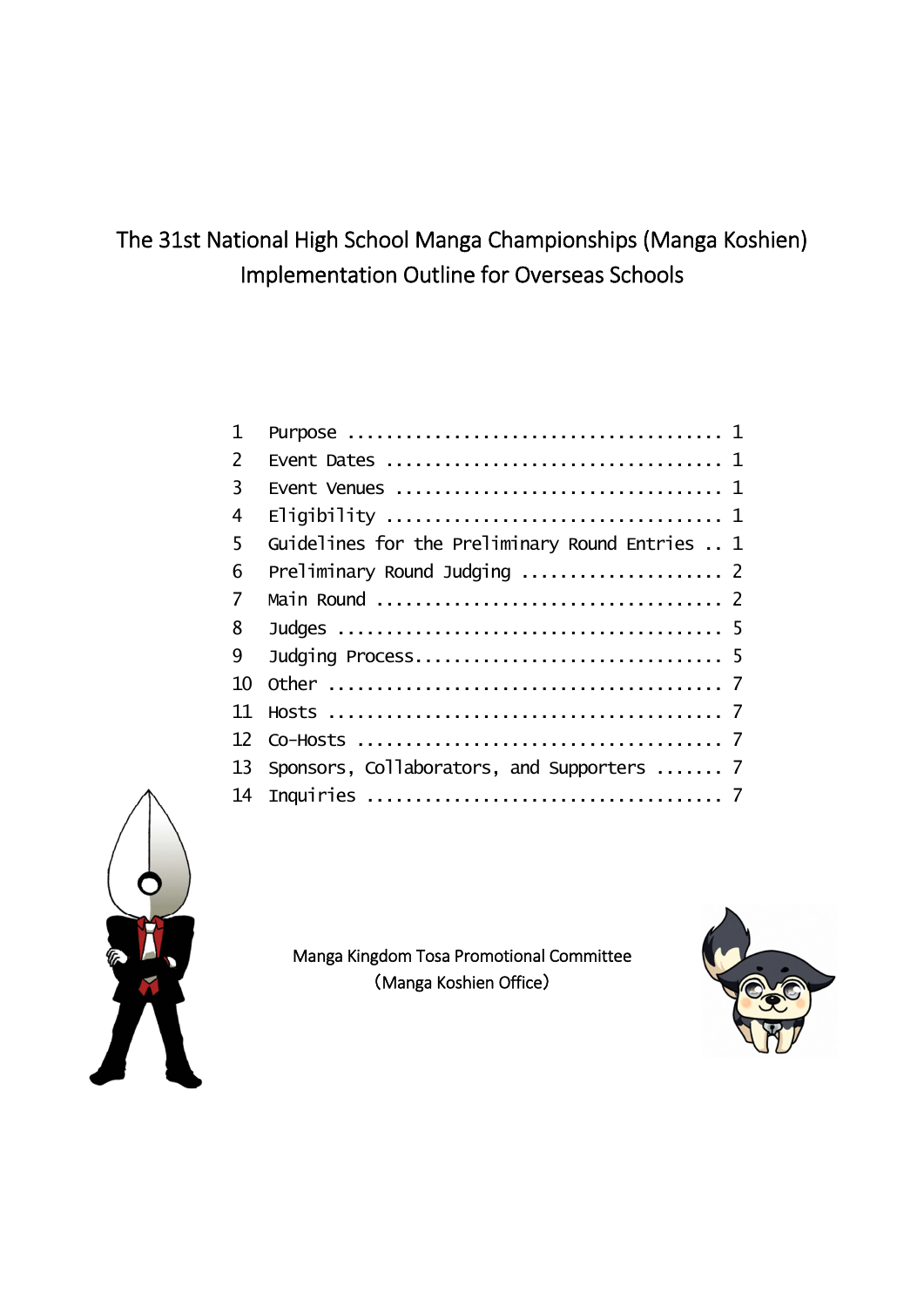# The 31st National High School Manga Championships (Manga Koshien) Implementation Outline for Overseas Schools

1 Purpose .................................... 1
2 Event Dates ................................. 1
3 Event Venues ................................ 1
4 Eligibility ................................. 1
5 Guidelines for the Preliminary Round Entries .. 1
6 Preliminary Round Judging ................... 2
7 Main Round .................................. 2
8 Judges ...................................... 5
9 Judging Process.............................. 5
10 Other ...................................... 7
11 Hosts ...................................... 7
12 Co-Hosts ................................... 7
13 Sponsors, Collaborators, and Supporters ....... 7
14 Inquiries .................................. 7

Manga Kingdom Tosa Promotional Committee
(Manga Koshien Office)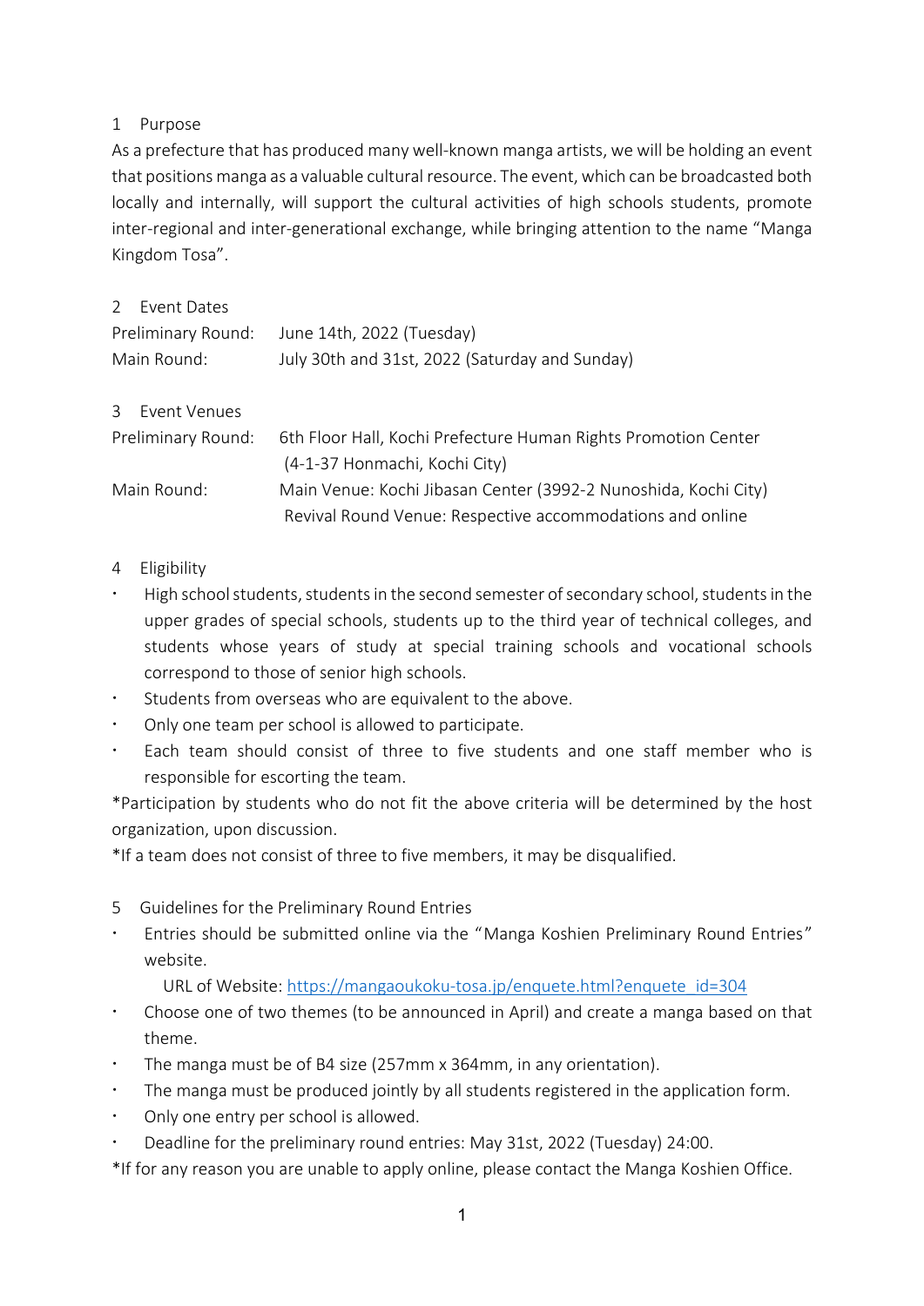## 1 Purpose

As a prefecture that has produced many well-known manga artists, we will be holding an event that positions manga as a valuable cultural resource. The event, which can be broadcasted both locally and internally, will support the cultural activities of high schools students, promote inter-regional and inter-generational exchange, while bringing attention to the name "Manga Kingdom Tosa".

## 2 Event Dates

| | |
|---|---|
| Preliminary Round: | June 14th, 2022 (Tuesday) |
| Main Round: | July 30th and 31st, 2022 (Saturday and Sunday) |

## 3 Event Venues

| | |
|---|---|
| Preliminary Round: | 6th Floor Hall, Kochi Prefecture Human Rights Promotion Center (4-1-37 Honmachi, Kochi City) |
| Main Round: | Main Venue: Kochi Jibasan Center (3992-2 Nunoshida, Kochi City)<br>Revival Round Venue: Respective accommodations and online |

## 4 Eligibility

- High school students, students in the second semester of secondary school, students in the upper grades of special schools, students up to the third year of technical colleges, and students whose years of study at special training schools and vocational schools correspond to those of senior high schools.
- Students from overseas who are equivalent to the above.
- Only one team per school is allowed to participate.
- Each team should consist of three to five students and one staff member who is responsible for escorting the team.

*Participation by students who do not fit the above criteria will be determined by the host organization, upon discussion.

*If a team does not consist of three to five members, it may be disqualified.

## 5 Guidelines for the Preliminary Round Entries

- Entries should be submitted online via the "Manga Koshien Preliminary Round Entries" website.
  URL of Website: https://mangaoukoku-tosa.jp/enquete.html?enquete_id=304
- Choose one of two themes (to be announced in April) and create a manga based on that theme.
- The manga must be of B4 size (257mm x 364mm, in any orientation).
- The manga must be produced jointly by all students registered in the application form.
- Only one entry per school is allowed.
- Deadline for the preliminary round entries: May 31st, 2022 (Tuesday) 24:00.

*If for any reason you are unable to apply online, please contact the Manga Koshien Office.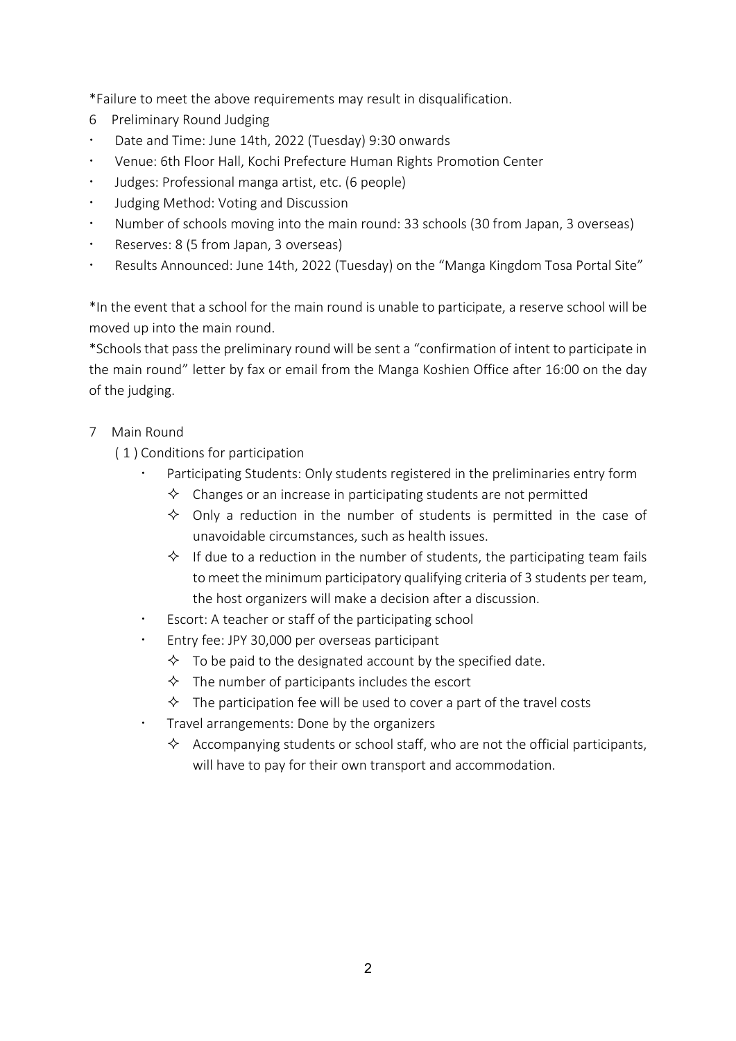*Failure to meet the above requirements may result in disqualification.

6 Preliminary Round Judging

- Date and Time: June 14th, 2022 (Tuesday) 9:30 onwards
- Venue: 6th Floor Hall, Kochi Prefecture Human Rights Promotion Center
- Judges: Professional manga artist, etc. (6 people)
- Judging Method: Voting and Discussion
- Number of schools moving into the main round: 33 schools (30 from Japan, 3 overseas)
- Reserves: 8 (5 from Japan, 3 overseas)
- Results Announced: June 14th, 2022 (Tuesday) on the "Manga Kingdom Tosa Portal Site"

*In the event that a school for the main round is unable to participate, a reserve school will be moved up into the main round.

*Schools that pass the preliminary round will be sent a "confirmation of intent to participate in the main round" letter by fax or email from the Manga Koshien Office after 16:00 on the day of the judging.

7 Main Round

( 1 ) Conditions for participation

- Participating Students: Only students registered in the preliminaries entry form
  - ✧ Changes or an increase in participating students are not permitted
  - ✧ Only a reduction in the number of students is permitted in the case of unavoidable circumstances, such as health issues.
  - ✧ If due to a reduction in the number of students, the participating team fails to meet the minimum participatory qualifying criteria of 3 students per team, the host organizers will make a decision after a discussion.
- Escort: A teacher or staff of the participating school
- Entry fee: JPY 30,000 per overseas participant
  - ✧ To be paid to the designated account by the specified date.
  - ✧ The number of participants includes the escort
  - ✧ The participation fee will be used to cover a part of the travel costs
- Travel arrangements: Done by the organizers
  - ✧ Accompanying students or school staff, who are not the official participants, will have to pay for their own transport and accommodation.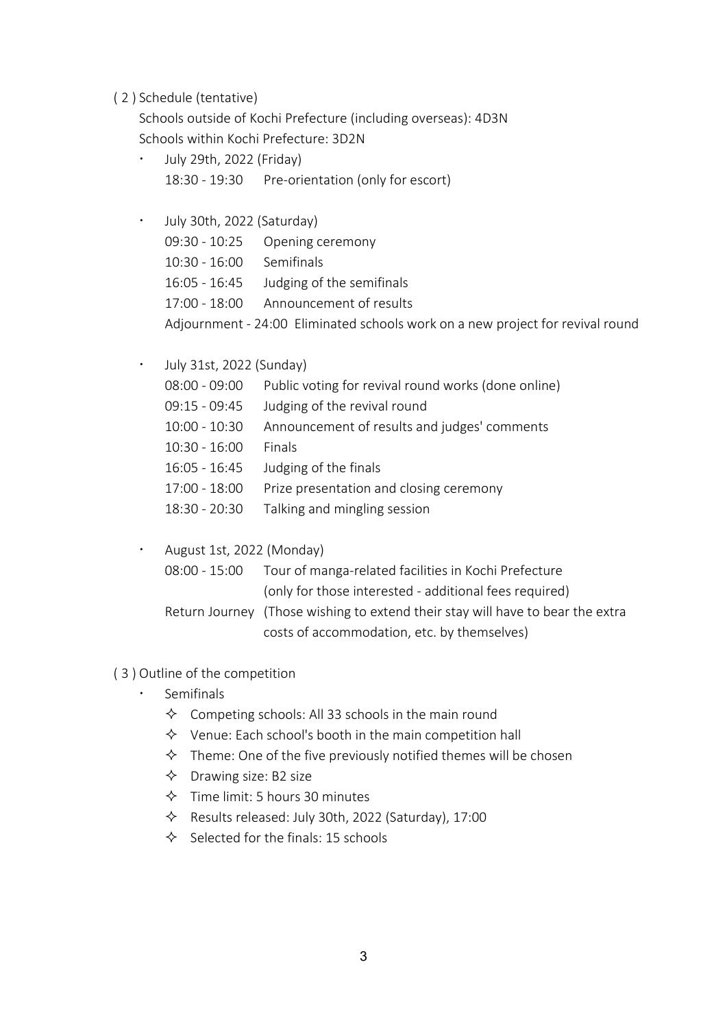( 2 ) Schedule (tentative)

Schools outside of Kochi Prefecture (including overseas): 4D3N
Schools within Kochi Prefecture: 3D2N

- July 29th, 2022 (Friday)
  - 18:30 - 19:30 Pre-orientation (only for escort)

- July 30th, 2022 (Saturday)
  - 09:30 - 10:25 Opening ceremony
  - 10:30 - 16:00 Semifinals
  - 16:05 - 16:45 Judging of the semifinals
  - 17:00 - 18:00 Announcement of results
  - Adjournment - 24:00 Eliminated schools work on a new project for revival round

- July 31st, 2022 (Sunday)
  - 08:00 - 09:00 Public voting for revival round works (done online)
  - 09:15 - 09:45 Judging of the revival round
  - 10:00 - 10:30 Announcement of results and judges' comments
  - 10:30 - 16:00 Finals
  - 16:05 - 16:45 Judging of the finals
  - 17:00 - 18:00 Prize presentation and closing ceremony
  - 18:30 - 20:30 Talking and mingling session

- August 1st, 2022 (Monday)
  - 08:00 - 15:00 Tour of manga-related facilities in Kochi Prefecture (only for those interested - additional fees required)
  - Return Journey (Those wishing to extend their stay will have to bear the extra costs of accommodation, etc. by themselves)

( 3 ) Outline of the competition

- Semifinals
  - ✧ Competing schools: All 33 schools in the main round
  - ✧ Venue: Each school's booth in the main competition hall
  - ✧ Theme: One of the five previously notified themes will be chosen
  - ✧ Drawing size: B2 size
  - ✧ Time limit: 5 hours 30 minutes
  - ✧ Results released: July 30th, 2022 (Saturday), 17:00
  - ✧ Selected for the finals: 15 schools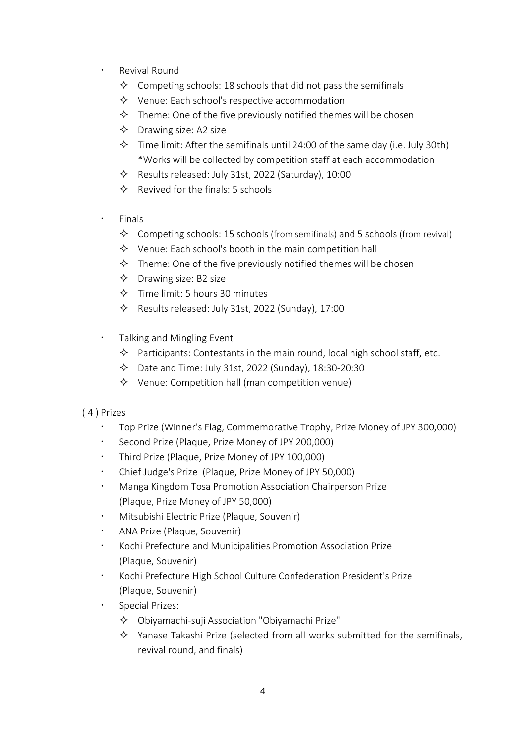- Revival Round
  - ✧ Competing schools: 18 schools that did not pass the semifinals
  - ✧ Venue: Each school's respective accommodation
  - ✧ Theme: One of the five previously notified themes will be chosen
  - ✧ Drawing size: A2 size
  - ✧ Time limit: After the semifinals until 24:00 of the same day (i.e. July 30th)
    *Works will be collected by competition staff at each accommodation
  - ✧ Results released: July 31st, 2022 (Saturday), 10:00
  - ✧ Revived for the finals: 5 schools

- Finals
  - ✧ Competing schools: 15 schools (from semifinals) and 5 schools (from revival)
  - ✧ Venue: Each school's booth in the main competition hall
  - ✧ Theme: One of the five previously notified themes will be chosen
  - ✧ Drawing size: B2 size
  - ✧ Time limit: 5 hours 30 minutes
  - ✧ Results released: July 31st, 2022 (Sunday), 17:00

- Talking and Mingling Event
  - ✧ Participants: Contestants in the main round, local high school staff, etc.
  - ✧ Date and Time: July 31st, 2022 (Sunday), 18:30-20:30
  - ✧ Venue: Competition hall (man competition venue)

( 4 ) Prizes

- Top Prize (Winner's Flag, Commemorative Trophy, Prize Money of JPY 300,000)
- Second Prize (Plaque, Prize Money of JPY 200,000)
- Third Prize (Plaque, Prize Money of JPY 100,000)
- Chief Judge's Prize (Plaque, Prize Money of JPY 50,000)
- Manga Kingdom Tosa Promotion Association Chairperson Prize (Plaque, Prize Money of JPY 50,000)
- Mitsubishi Electric Prize (Plaque, Souvenir)
- ANA Prize (Plaque, Souvenir)
- Kochi Prefecture and Municipalities Promotion Association Prize (Plaque, Souvenir)
- Kochi Prefecture High School Culture Confederation President's Prize (Plaque, Souvenir)
- Special Prizes:
  - ✧ Obiyamachi-suji Association "Obiyamachi Prize"
  - ✧ Yanase Takashi Prize (selected from all works submitted for the semifinals, revival round, and finals)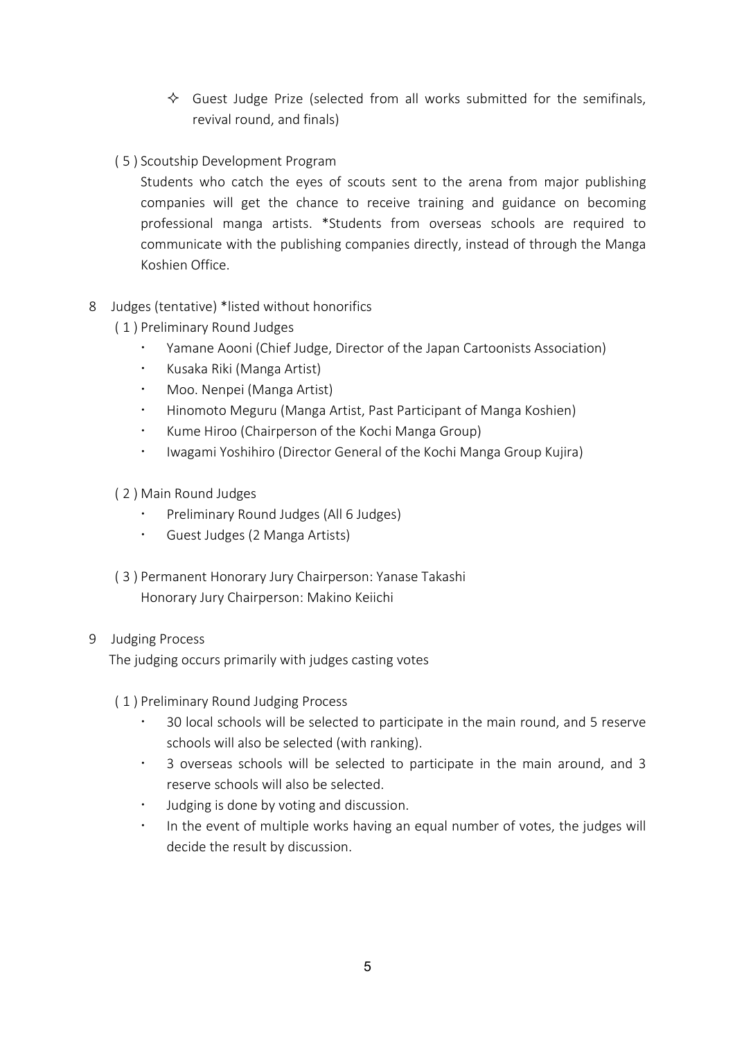- ✧ Guest Judge Prize (selected from all works submitted for the semifinals, revival round, and finals)

( 5 ) Scoutship Development Program

Students who catch the eyes of scouts sent to the arena from major publishing companies will get the chance to receive training and guidance on becoming professional manga artists. *Students from overseas schools are required to communicate with the publishing companies directly, instead of through the Manga Koshien Office.

8 Judges (tentative) *listed without honorifics

( 1 ) Preliminary Round Judges

- Yamane Aooni (Chief Judge, Director of the Japan Cartoonists Association)
- Kusaka Riki (Manga Artist)
- Moo. Nenpei (Manga Artist)
- Hinomoto Meguru (Manga Artist, Past Participant of Manga Koshien)
- Kume Hiroo (Chairperson of the Kochi Manga Group)
- Iwagami Yoshihiro (Director General of the Kochi Manga Group Kujira)

( 2 ) Main Round Judges

- Preliminary Round Judges (All 6 Judges)
- Guest Judges (2 Manga Artists)

( 3 ) Permanent Honorary Jury Chairperson: Yanase Takashi
Honorary Jury Chairperson: Makino Keiichi

9 Judging Process

The judging occurs primarily with judges casting votes

( 1 ) Preliminary Round Judging Process

- 30 local schools will be selected to participate in the main round, and 5 reserve schools will also be selected (with ranking).
- 3 overseas schools will be selected to participate in the main around, and 3 reserve schools will also be selected.
- Judging is done by voting and discussion.
- In the event of multiple works having an equal number of votes, the judges will decide the result by discussion.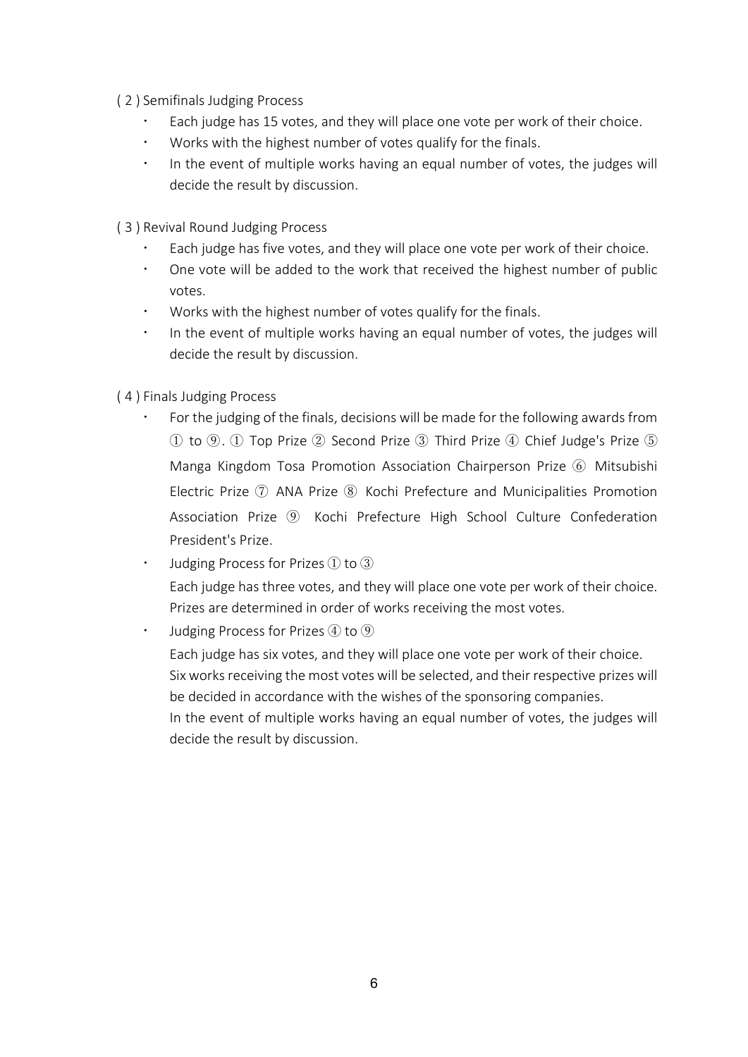( 2 ) Semifinals Judging Process

- Each judge has 15 votes, and they will place one vote per work of their choice.
- Works with the highest number of votes qualify for the finals.
- In the event of multiple works having an equal number of votes, the judges will decide the result by discussion.

( 3 ) Revival Round Judging Process

- Each judge has five votes, and they will place one vote per work of their choice.
- One vote will be added to the work that received the highest number of public votes.
- Works with the highest number of votes qualify for the finals.
- In the event of multiple works having an equal number of votes, the judges will decide the result by discussion.

( 4 ) Finals Judging Process

- For the judging of the finals, decisions will be made for the following awards from ① to ⑨. ① Top Prize ② Second Prize ③ Third Prize ④ Chief Judge's Prize ⑤ Manga Kingdom Tosa Promotion Association Chairperson Prize ⑥ Mitsubishi Electric Prize ⑦ ANA Prize ⑧ Kochi Prefecture and Municipalities Promotion Association Prize ⑨ Kochi Prefecture High School Culture Confederation President's Prize.
- Judging Process for Prizes ① to ③
  Each judge has three votes, and they will place one vote per work of their choice. Prizes are determined in order of works receiving the most votes.
- Judging Process for Prizes ④ to ⑨
  Each judge has six votes, and they will place one vote per work of their choice. Six works receiving the most votes will be selected, and their respective prizes will be decided in accordance with the wishes of the sponsoring companies.
  In the event of multiple works having an equal number of votes, the judges will decide the result by discussion.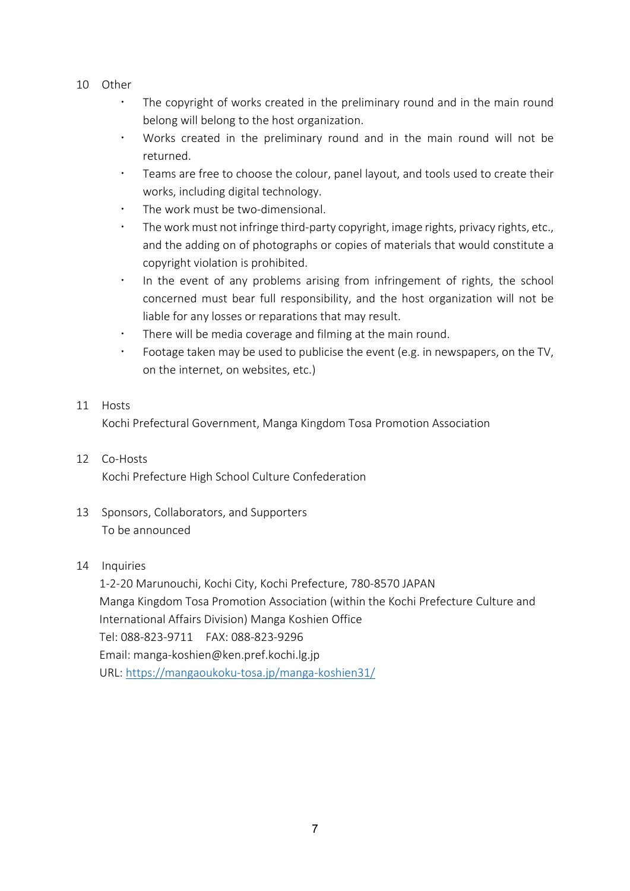10 Other

- The copyright of works created in the preliminary round and in the main round belong will belong to the host organization.
- Works created in the preliminary round and in the main round will not be returned.
- Teams are free to choose the colour, panel layout, and tools used to create their works, including digital technology.
- The work must be two-dimensional.
- The work must not infringe third-party copyright, image rights, privacy rights, etc., and the adding on of photographs or copies of materials that would constitute a copyright violation is prohibited.
- In the event of any problems arising from infringement of rights, the school concerned must bear full responsibility, and the host organization will not be liable for any losses or reparations that may result.
- There will be media coverage and filming at the main round.
- Footage taken may be used to publicise the event (e.g. in newspapers, on the TV, on the internet, on websites, etc.)

11 Hosts

Kochi Prefectural Government, Manga Kingdom Tosa Promotion Association

12 Co-Hosts

Kochi Prefecture High School Culture Confederation

13 Sponsors, Collaborators, and Supporters

To be announced

14 Inquiries

1-2-20 Marunouchi, Kochi City, Kochi Prefecture, 780-8570 JAPAN
Manga Kingdom Tosa Promotion Association (within the Kochi Prefecture Culture and International Affairs Division) Manga Koshien Office
Tel: 088-823-9711 FAX: 088-823-9296
Email: manga-koshien@ken.pref.kochi.lg.jp
URL: https://mangaoukoku-tosa.jp/manga-koshien31/